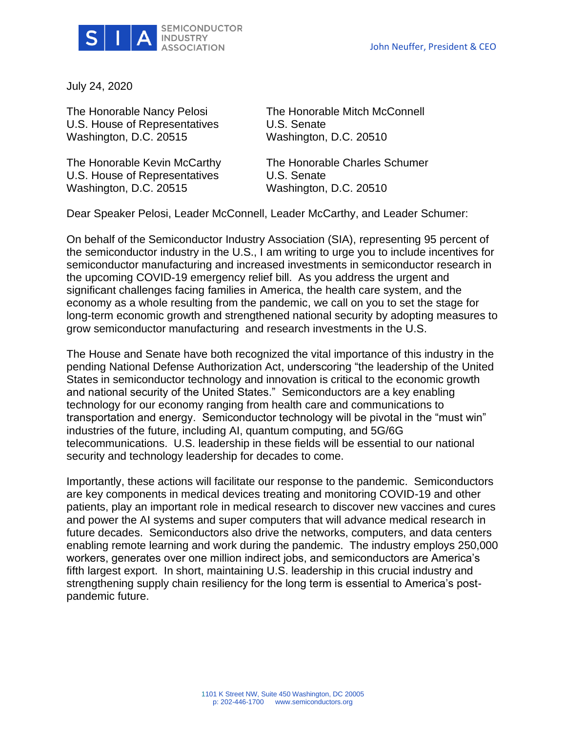SEMICONDUCTOR INDUSTRY ASSOCIATION

John Neuffer, President & CEO

July 24, 2020

The Honorable Nancy Pelosi
U.S. House of Representatives
Washington, D.C. 20515

The Honorable Mitch McConnell
U.S. Senate
Washington, D.C. 20510

The Honorable Kevin McCarthy
U.S. House of Representatives
Washington, D.C. 20515

The Honorable Charles Schumer
U.S. Senate
Washington, D.C. 20510

Dear Speaker Pelosi, Leader McConnell, Leader McCarthy, and Leader Schumer:

On behalf of the Semiconductor Industry Association (SIA), representing 95 percent of the semiconductor industry in the U.S., I am writing to urge you to include incentives for semiconductor manufacturing and increased investments in semiconductor research in the upcoming COVID-19 emergency relief bill. As you address the urgent and significant challenges facing families in America, the health care system, and the economy as a whole resulting from the pandemic, we call on you to set the stage for long-term economic growth and strengthened national security by adopting measures to grow semiconductor manufacturing and research investments in the U.S.

The House and Senate have both recognized the vital importance of this industry in the pending National Defense Authorization Act, underscoring "the leadership of the United States in semiconductor technology and innovation is critical to the economic growth and national security of the United States." Semiconductors are a key enabling technology for our economy ranging from health care and communications to transportation and energy. Semiconductor technology will be pivotal in the "must win" industries of the future, including AI, quantum computing, and 5G/6G telecommunications. U.S. leadership in these fields will be essential to our national security and technology leadership for decades to come.

Importantly, these actions will facilitate our response to the pandemic. Semiconductors are key components in medical devices treating and monitoring COVID-19 and other patients, play an important role in medical research to discover new vaccines and cures and power the AI systems and super computers that will advance medical research in future decades. Semiconductors also drive the networks, computers, and data centers enabling remote learning and work during the pandemic. The industry employs 250,000 workers, generates over one million indirect jobs, and semiconductors are America's fifth largest export. In short, maintaining U.S. leadership in this crucial industry and strengthening supply chain resiliency for the long term is essential to America's post-pandemic future.

1101 K Street NW, Suite 450 Washington, DC 20005
p: 202-446-1700 www.semiconductors.org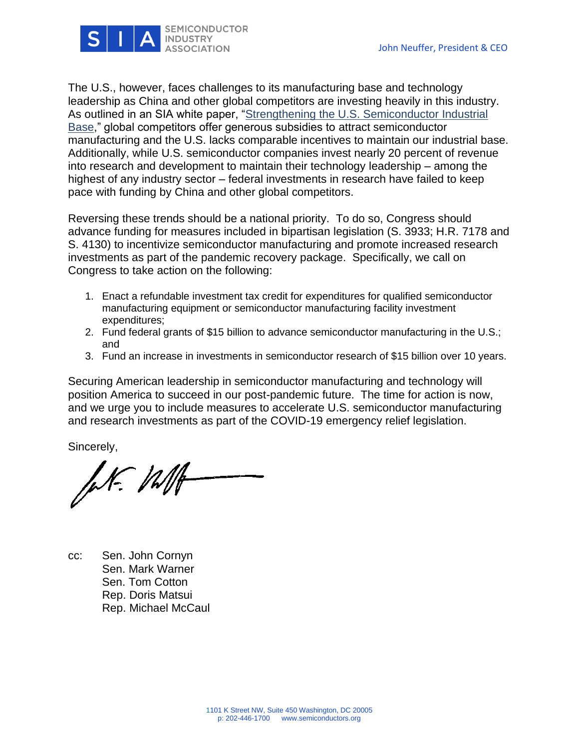The U.S., however, faces challenges to its manufacturing base and technology leadership as China and other global competitors are investing heavily in this industry. As outlined in an SIA white paper, "Strengthening the U.S. Semiconductor Industrial Base," global competitors offer generous subsidies to attract semiconductor manufacturing and the U.S. lacks comparable incentives to maintain our industrial base. Additionally, while U.S. semiconductor companies invest nearly 20 percent of revenue into research and development to maintain their technology leadership – among the highest of any industry sector – federal investments in research have failed to keep pace with funding by China and other global competitors.

Reversing these trends should be a national priority. To do so, Congress should advance funding for measures included in bipartisan legislation (S. 3933; H.R. 7178 and S. 4130) to incentivize semiconductor manufacturing and promote increased research investments as part of the pandemic recovery package. Specifically, we call on Congress to take action on the following:

1. Enact a refundable investment tax credit for expenditures for qualified semiconductor manufacturing equipment or semiconductor manufacturing facility investment expenditures;
2. Fund federal grants of $15 billion to advance semiconductor manufacturing in the U.S.; and
3. Fund an increase in investments in semiconductor research of $15 billion over 10 years.

Securing American leadership in semiconductor manufacturing and technology will position America to succeed in our post-pandemic future. The time for action is now, and we urge you to include measures to accelerate U.S. semiconductor manufacturing and research investments as part of the COVID-19 emergency relief legislation.

Sincerely,

cc: Sen. John Cornyn
Sen. Mark Warner
Sen. Tom Cotton
Rep. Doris Matsui
Rep. Michael McCaul